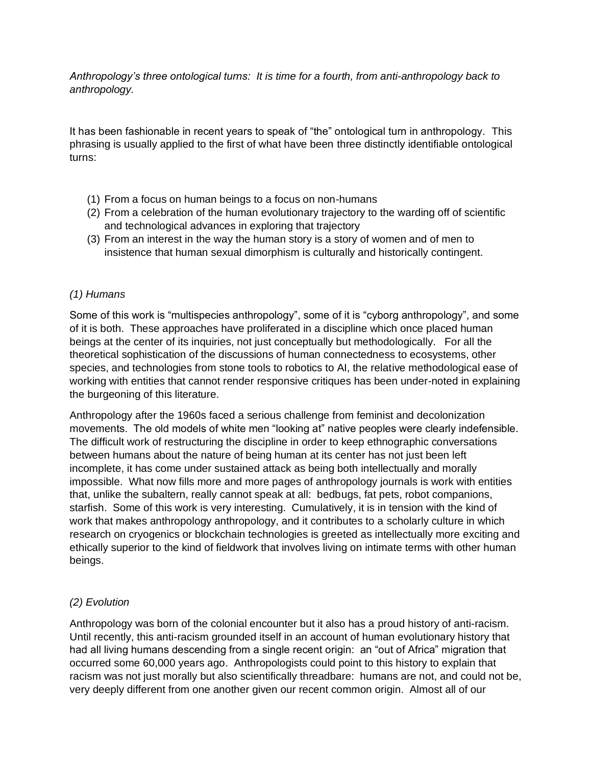*Anthropology's three ontological turns: It is time for a fourth, from anti-anthropology back to anthropology.*

It has been fashionable in recent years to speak of "the" ontological turn in anthropology. This phrasing is usually applied to the first of what have been three distinctly identifiable ontological turns:

(1) From a focus on human beings to a focus on non-humans
(2) From a celebration of the human evolutionary trajectory to the warding off of scientific and technological advances in exploring that trajectory
(3) From an interest in the way the human story is a story of women and of men to insistence that human sexual dimorphism is culturally and historically contingent.

*(1) Humans*

Some of this work is "multispecies anthropology", some of it is "cyborg anthropology", and some of it is both. These approaches have proliferated in a discipline which once placed human beings at the center of its inquiries, not just conceptually but methodologically. For all the theoretical sophistication of the discussions of human connectedness to ecosystems, other species, and technologies from stone tools to robotics to AI, the relative methodological ease of working with entities that cannot render responsive critiques has been under-noted in explaining the burgeoning of this literature.

Anthropology after the 1960s faced a serious challenge from feminist and decolonization movements. The old models of white men "looking at" native peoples were clearly indefensible. The difficult work of restructuring the discipline in order to keep ethnographic conversations between humans about the nature of being human at its center has not just been left incomplete, it has come under sustained attack as being both intellectually and morally impossible. What now fills more and more pages of anthropology journals is work with entities that, unlike the subaltern, really cannot speak at all: bedbugs, fat pets, robot companions, starfish. Some of this work is very interesting. Cumulatively, it is in tension with the kind of work that makes anthropology anthropology, and it contributes to a scholarly culture in which research on cryogenics or blockchain technologies is greeted as intellectually more exciting and ethically superior to the kind of fieldwork that involves living on intimate terms with other human beings.

*(2) Evolution*

Anthropology was born of the colonial encounter but it also has a proud history of anti-racism. Until recently, this anti-racism grounded itself in an account of human evolutionary history that had all living humans descending from a single recent origin: an "out of Africa" migration that occurred some 60,000 years ago. Anthropologists could point to this history to explain that racism was not just morally but also scientifically threadbare: humans are not, and could not be, very deeply different from one another given our recent common origin. Almost all of our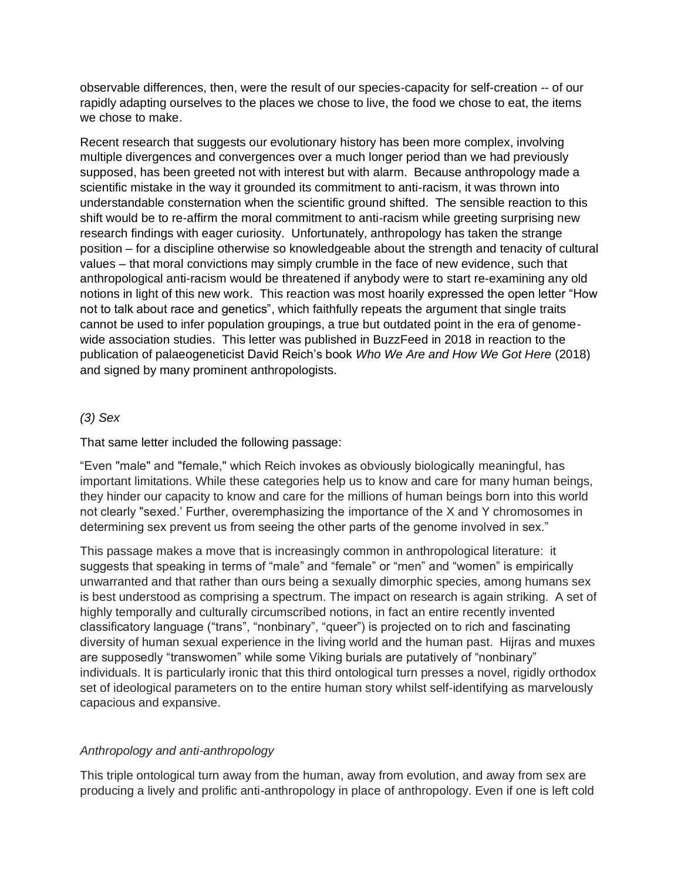observable differences, then, were the result of our species-capacity for self-creation -- of our rapidly adapting ourselves to the places we chose to live, the food we chose to eat, the items we chose to make.

Recent research that suggests our evolutionary history has been more complex, involving multiple divergences and convergences over a much longer period than we had previously supposed, has been greeted not with interest but with alarm. Because anthropology made a scientific mistake in the way it grounded its commitment to anti-racism, it was thrown into understandable consternation when the scientific ground shifted. The sensible reaction to this shift would be to re-affirm the moral commitment to anti-racism while greeting surprising new research findings with eager curiosity. Unfortunately, anthropology has taken the strange position – for a discipline otherwise so knowledgeable about the strength and tenacity of cultural values – that moral convictions may simply crumble in the face of new evidence, such that anthropological anti-racism would be threatened if anybody were to start re-examining any old notions in light of this new work. This reaction was most hoarily expressed the open letter "How not to talk about race and genetics", which faithfully repeats the argument that single traits cannot be used to infer population groupings, a true but outdated point in the era of genome-wide association studies. This letter was published in BuzzFeed in 2018 in reaction to the publication of palaeogeneticist David Reich's book *Who We Are and How We Got Here* (2018) and signed by many prominent anthropologists.

### *(3) Sex*

That same letter included the following passage:

"Even "male" and "female," which Reich invokes as obviously biologically meaningful, has important limitations. While these categories help us to know and care for many human beings, they hinder our capacity to know and care for the millions of human beings born into this world not clearly "sexed.' Further, overemphasizing the importance of the X and Y chromosomes in determining sex prevent us from seeing the other parts of the genome involved in sex."

This passage makes a move that is increasingly common in anthropological literature: it suggests that speaking in terms of "male" and "female" or "men" and "women" is empirically unwarranted and that rather than ours being a sexually dimorphic species, among humans sex is best understood as comprising a spectrum. The impact on research is again striking. A set of highly temporally and culturally circumscribed notions, in fact an entire recently invented classificatory language ("trans", "nonbinary", "queer") is projected on to rich and fascinating diversity of human sexual experience in the living world and the human past. Hijras and muxes are supposedly "transwomen" while some Viking burials are putatively of "nonbinary" individuals. It is particularly ironic that this third ontological turn presses a novel, rigidly orthodox set of ideological parameters on to the entire human story whilst self-identifying as marvelously capacious and expansive.

## *Anthropology and anti-anthropology*

This triple ontological turn away from the human, away from evolution, and away from sex are producing a lively and prolific anti-anthropology in place of anthropology. Even if one is left cold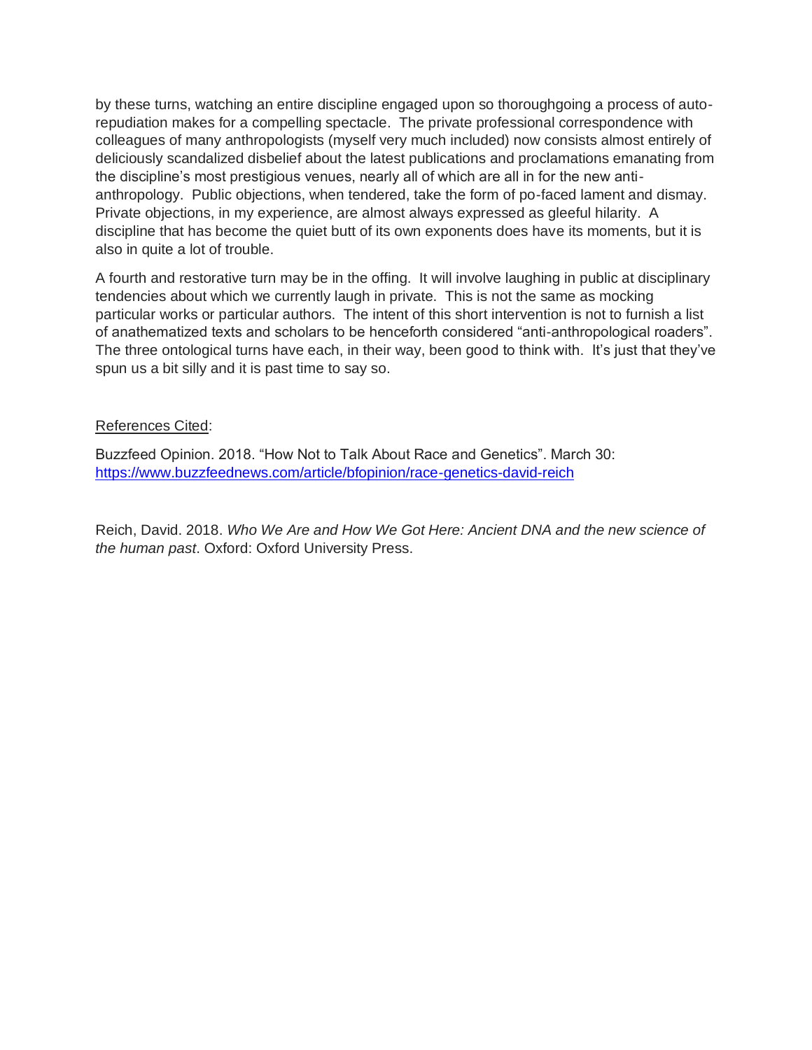by these turns, watching an entire discipline engaged upon so thoroughgoing a process of auto-repudiation makes for a compelling spectacle. The private professional correspondence with colleagues of many anthropologists (myself very much included) now consists almost entirely of deliciously scandalized disbelief about the latest publications and proclamations emanating from the discipline's most prestigious venues, nearly all of which are all in for the new anti-anthropology. Public objections, when tendered, take the form of po-faced lament and dismay. Private objections, in my experience, are almost always expressed as gleeful hilarity. A discipline that has become the quiet butt of its own exponents does have its moments, but it is also in quite a lot of trouble.

A fourth and restorative turn may be in the offing. It will involve laughing in public at disciplinary tendencies about which we currently laugh in private. This is not the same as mocking particular works or particular authors. The intent of this short intervention is not to furnish a list of anathematized texts and scholars to be henceforth considered "anti-anthropological roaders". The three ontological turns have each, in their way, been good to think with. It's just that they've spun us a bit silly and it is past time to say so.

References Cited:

Buzzfeed Opinion. 2018. "How Not to Talk About Race and Genetics". March 30: https://www.buzzfeednews.com/article/bfopinion/race-genetics-david-reich

Reich, David. 2018. *Who We Are and How We Got Here: Ancient DNA and the new science of the human past*. Oxford: Oxford University Press.